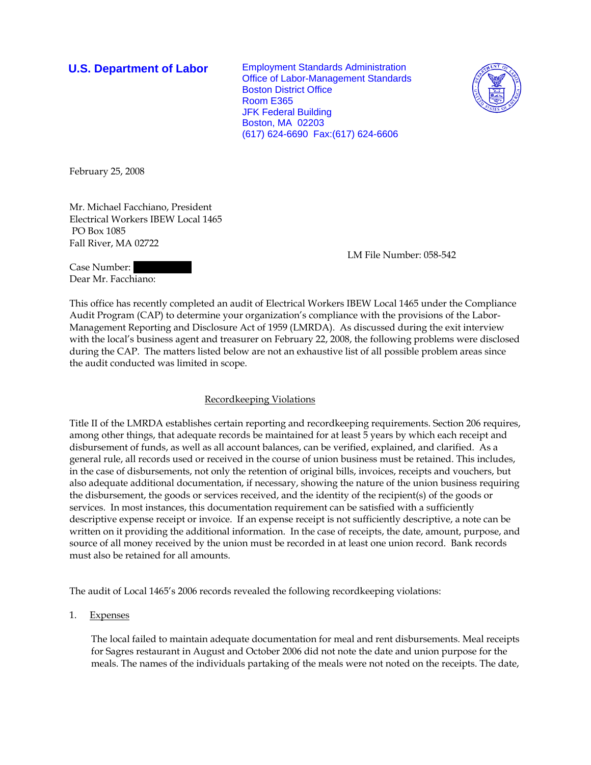**U.S. Department of Labor**

Employment Standards Administration
Office of Labor-Management Standards
Boston District Office
Room E365
JFK Federal Building
Boston, MA 02203
(617) 624-6690 Fax:(617) 624-6606

February 25, 2008

Mr. Michael Facchiano, President
Electrical Workers IBEW Local 1465
PO Box 1085
Fall River, MA 02722

LM File Number: 058-542

Case Number:
Dear Mr. Facchiano:

This office has recently completed an audit of Electrical Workers IBEW Local 1465 under the Compliance Audit Program (CAP) to determine your organization's compliance with the provisions of the Labor-Management Reporting and Disclosure Act of 1959 (LMRDA). As discussed during the exit interview with the local's business agent and treasurer on February 22, 2008, the following problems were disclosed during the CAP. The matters listed below are not an exhaustive list of all possible problem areas since the audit conducted was limited in scope.

## Recordkeeping Violations

Title II of the LMRDA establishes certain reporting and recordkeeping requirements. Section 206 requires, among other things, that adequate records be maintained for at least 5 years by which each receipt and disbursement of funds, as well as all account balances, can be verified, explained, and clarified. As a general rule, all records used or received in the course of union business must be retained. This includes, in the case of disbursements, not only the retention of original bills, invoices, receipts and vouchers, but also adequate additional documentation, if necessary, showing the nature of the union business requiring the disbursement, the goods or services received, and the identity of the recipient(s) of the goods or services. In most instances, this documentation requirement can be satisfied with a sufficiently descriptive expense receipt or invoice. If an expense receipt is not sufficiently descriptive, a note can be written on it providing the additional information. In the case of receipts, the date, amount, purpose, and source of all money received by the union must be recorded in at least one union record. Bank records must also be retained for all amounts.

The audit of Local 1465's 2006 records revealed the following recordkeeping violations:

1. Expenses

   The local failed to maintain adequate documentation for meal and rent disbursements. Meal receipts for Sagres restaurant in August and October 2006 did not note the date and union purpose for the meals. The names of the individuals partaking of the meals were not noted on the receipts. The date,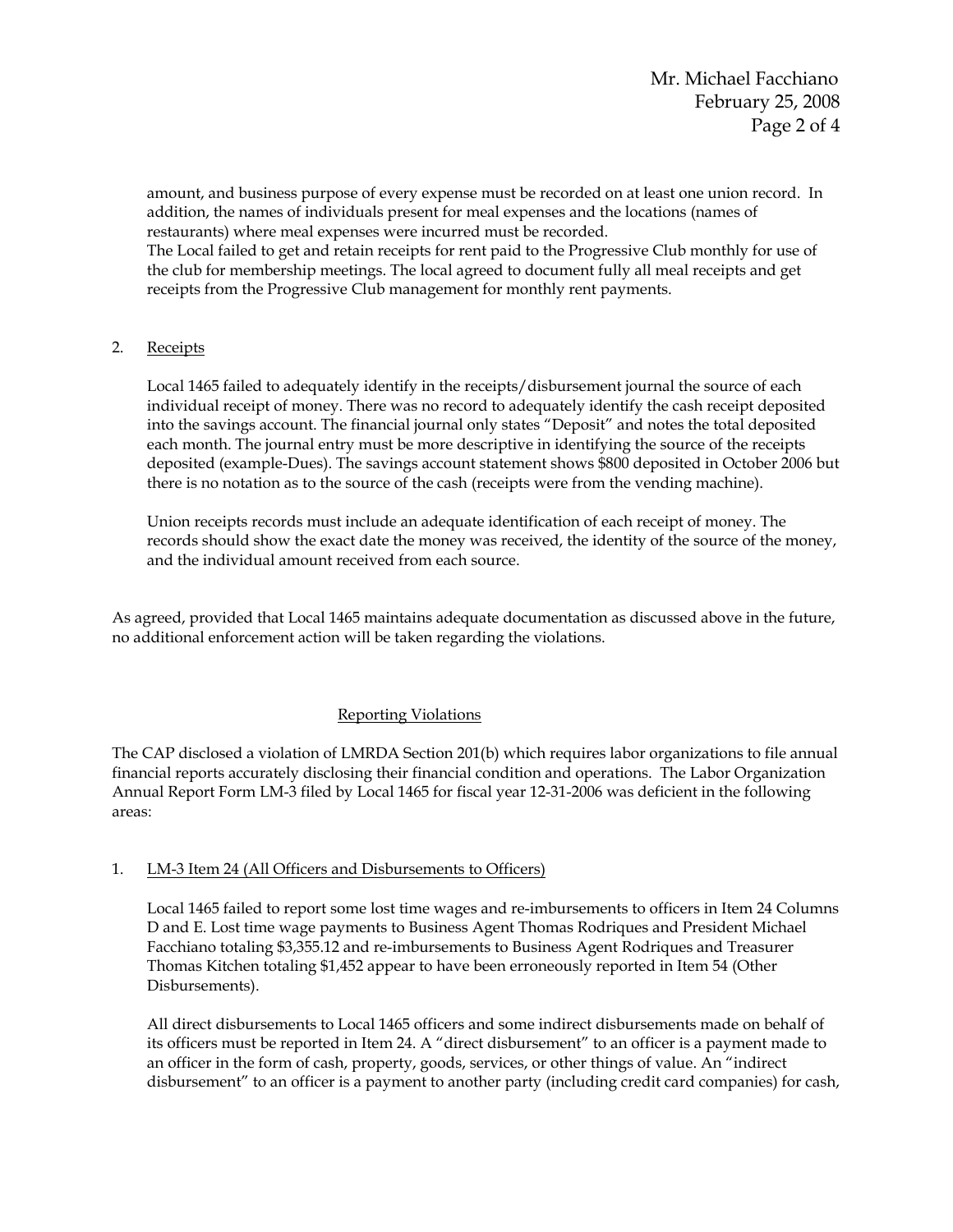amount, and business purpose of every expense must be recorded on at least one union record. In addition, the names of individuals present for meal expenses and the locations (names of restaurants) where meal expenses were incurred must be recorded.
The Local failed to get and retain receipts for rent paid to the Progressive Club monthly for use of the club for membership meetings. The local agreed to document fully all meal receipts and get receipts from the Progressive Club management for monthly rent payments.

2. Receipts

   Local 1465 failed to adequately identify in the receipts/disbursement journal the source of each individual receipt of money. There was no record to adequately identify the cash receipt deposited into the savings account. The financial journal only states "Deposit" and notes the total deposited each month. The journal entry must be more descriptive in identifying the source of the receipts deposited (example-Dues). The savings account statement shows $800 deposited in October 2006 but there is no notation as to the source of the cash (receipts were from the vending machine).

   Union receipts records must include an adequate identification of each receipt of money. The records should show the exact date the money was received, the identity of the source of the money, and the individual amount received from each source.

As agreed, provided that Local 1465 maintains adequate documentation as discussed above in the future, no additional enforcement action will be taken regarding the violations.

## Reporting Violations

The CAP disclosed a violation of LMRDA Section 201(b) which requires labor organizations to file annual financial reports accurately disclosing their financial condition and operations. The Labor Organization Annual Report Form LM-3 filed by Local 1465 for fiscal year 12-31-2006 was deficient in the following areas:

1. LM-3 Item 24 (All Officers and Disbursements to Officers)

   Local 1465 failed to report some lost time wages and re-imbursements to officers in Item 24 Columns D and E. Lost time wage payments to Business Agent Thomas Rodriques and President Michael Facchiano totaling $3,355.12 and re-imbursements to Business Agent Rodriques and Treasurer Thomas Kitchen totaling $1,452 appear to have been erroneously reported in Item 54 (Other Disbursements).

   All direct disbursements to Local 1465 officers and some indirect disbursements made on behalf of its officers must be reported in Item 24. A "direct disbursement" to an officer is a payment made to an officer in the form of cash, property, goods, services, or other things of value. An "indirect disbursement" to an officer is a payment to another party (including credit card companies) for cash,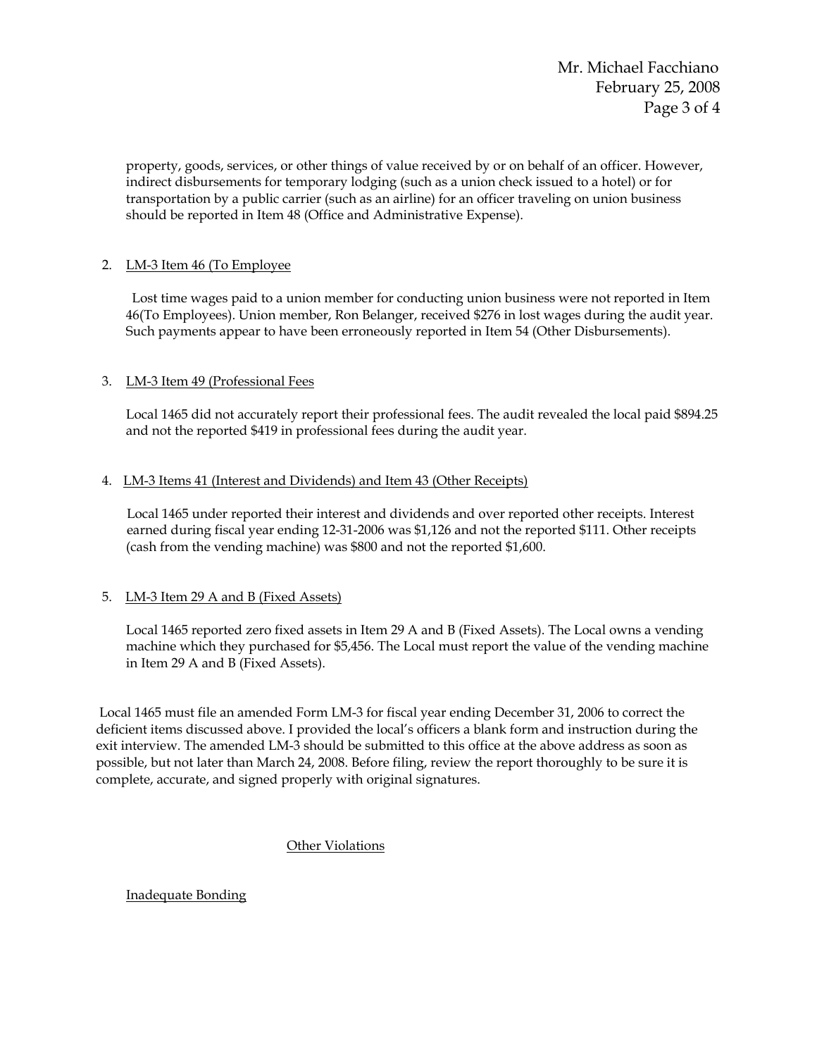property, goods, services, or other things of value received by or on behalf of an officer. However, indirect disbursements for temporary lodging (such as a union check issued to a hotel) or for transportation by a public carrier (such as an airline) for an officer traveling on union business should be reported in Item 48 (Office and Administrative Expense).

2. LM-3 Item 46 (To Employee

   Lost time wages paid to a union member for conducting union business were not reported in Item 46(To Employees). Union member, Ron Belanger, received $276 in lost wages during the audit year. Such payments appear to have been erroneously reported in Item 54 (Other Disbursements).

3. LM-3 Item 49 (Professional Fees

   Local 1465 did not accurately report their professional fees. The audit revealed the local paid $894.25 and not the reported $419 in professional fees during the audit year.

4. LM-3 Items 41 (Interest and Dividends) and Item 43 (Other Receipts)

   Local 1465 under reported their interest and dividends and over reported other receipts. Interest earned during fiscal year ending 12-31-2006 was $1,126 and not the reported $111. Other receipts (cash from the vending machine) was $800 and not the reported $1,600.

5. LM-3 Item 29 A and B (Fixed Assets)

   Local 1465 reported zero fixed assets in Item 29 A and B (Fixed Assets). The Local owns a vending machine which they purchased for $5,456. The Local must report the value of the vending machine in Item 29 A and B (Fixed Assets).

Local 1465 must file an amended Form LM-3 for fiscal year ending December 31, 2006 to correct the deficient items discussed above. I provided the local's officers a blank form and instruction during the exit interview. The amended LM-3 should be submitted to this office at the above address as soon as possible, but not later than March 24, 2008. Before filing, review the report thoroughly to be sure it is complete, accurate, and signed properly with original signatures.

## Other Violations

### Inadequate Bonding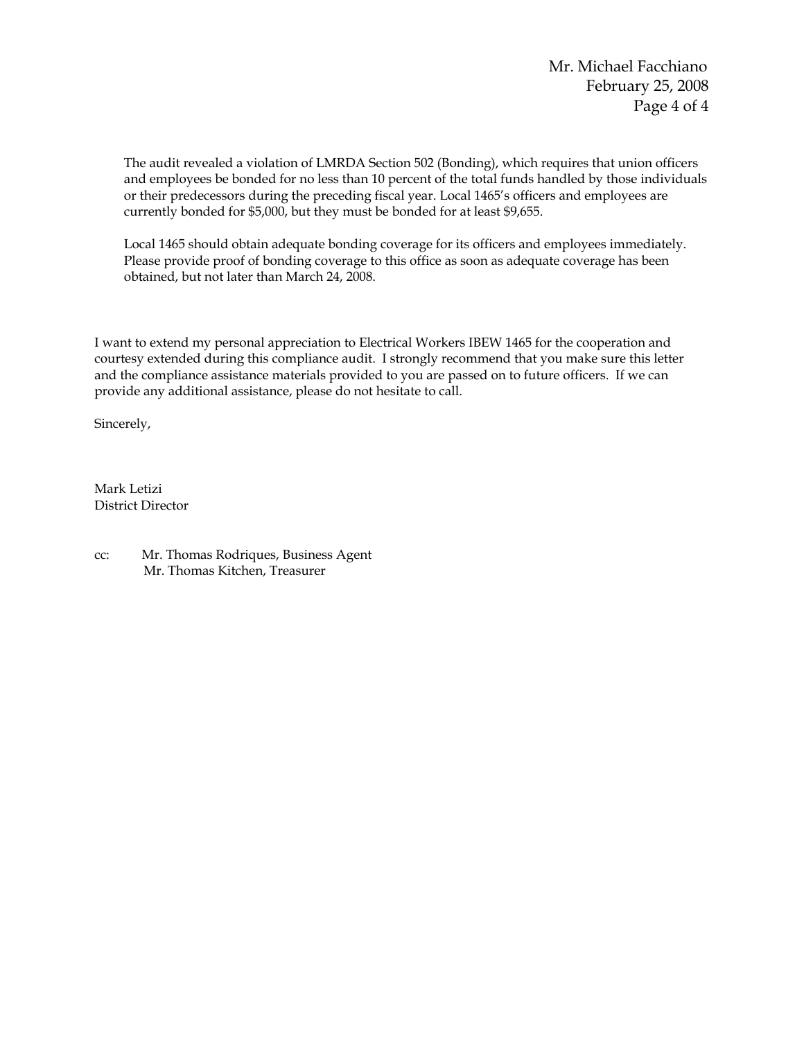The audit revealed a violation of LMRDA Section 502 (Bonding), which requires that union officers and employees be bonded for no less than 10 percent of the total funds handled by those individuals or their predecessors during the preceding fiscal year. Local 1465's officers and employees are currently bonded for $5,000, but they must be bonded for at least $9,655.

Local 1465 should obtain adequate bonding coverage for its officers and employees immediately. Please provide proof of bonding coverage to this office as soon as adequate coverage has been obtained, but not later than March 24, 2008.

I want to extend my personal appreciation to Electrical Workers IBEW 1465 for the cooperation and courtesy extended during this compliance audit. I strongly recommend that you make sure this letter and the compliance assistance materials provided to you are passed on to future officers. If we can provide any additional assistance, please do not hesitate to call.

Sincerely,

Mark Letizi
District Director

cc: Mr. Thomas Rodriques, Business Agent
Mr. Thomas Kitchen, Treasurer